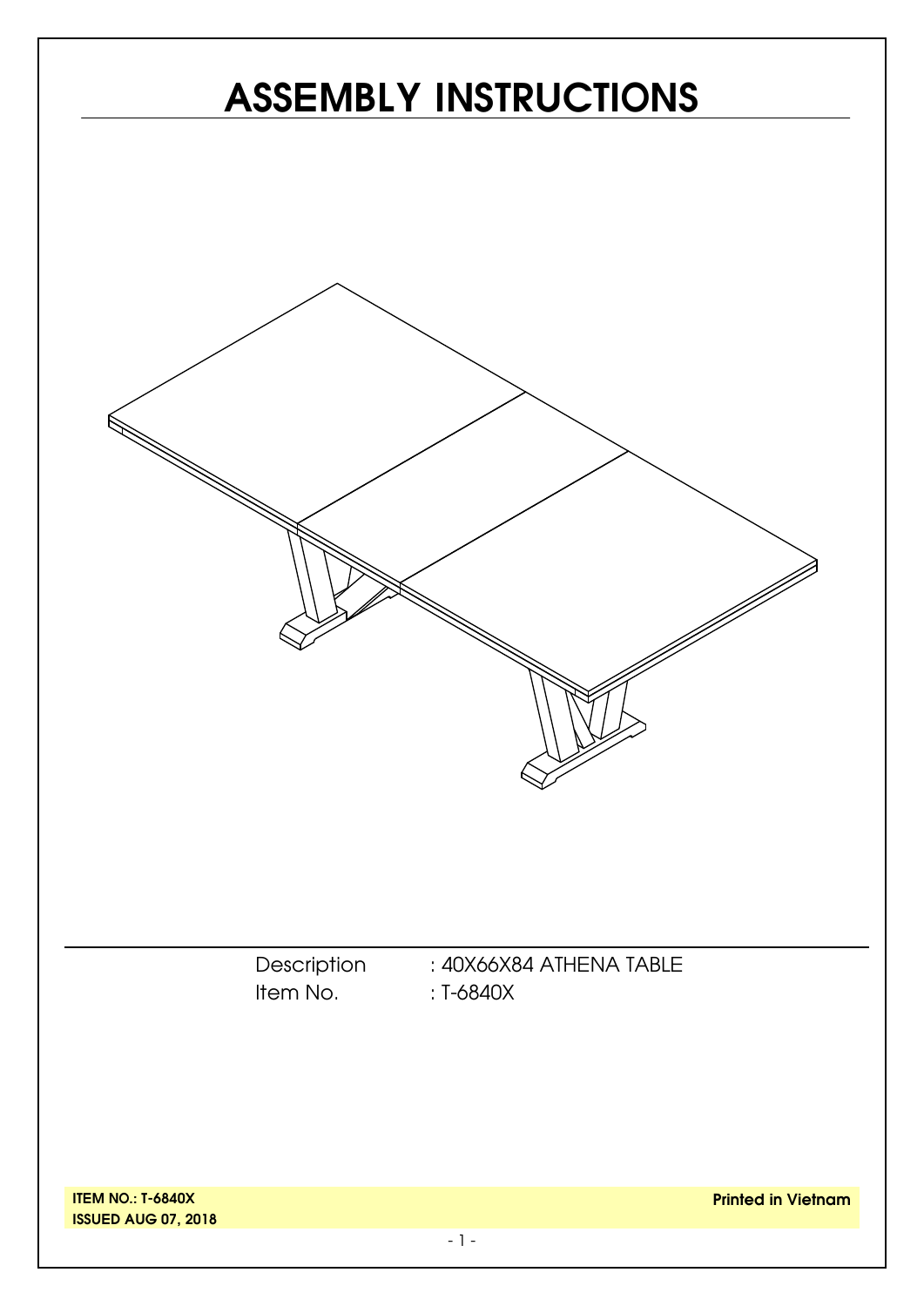# ASSEMBLY INSTRUCTIONS

Description : 40X66X84 ATHENA TABLE

Item No. : T-6840X

**ITEM NO.: T-6840X**

**ISSUED AUG 07, 2018**

**Printed in Vietnam**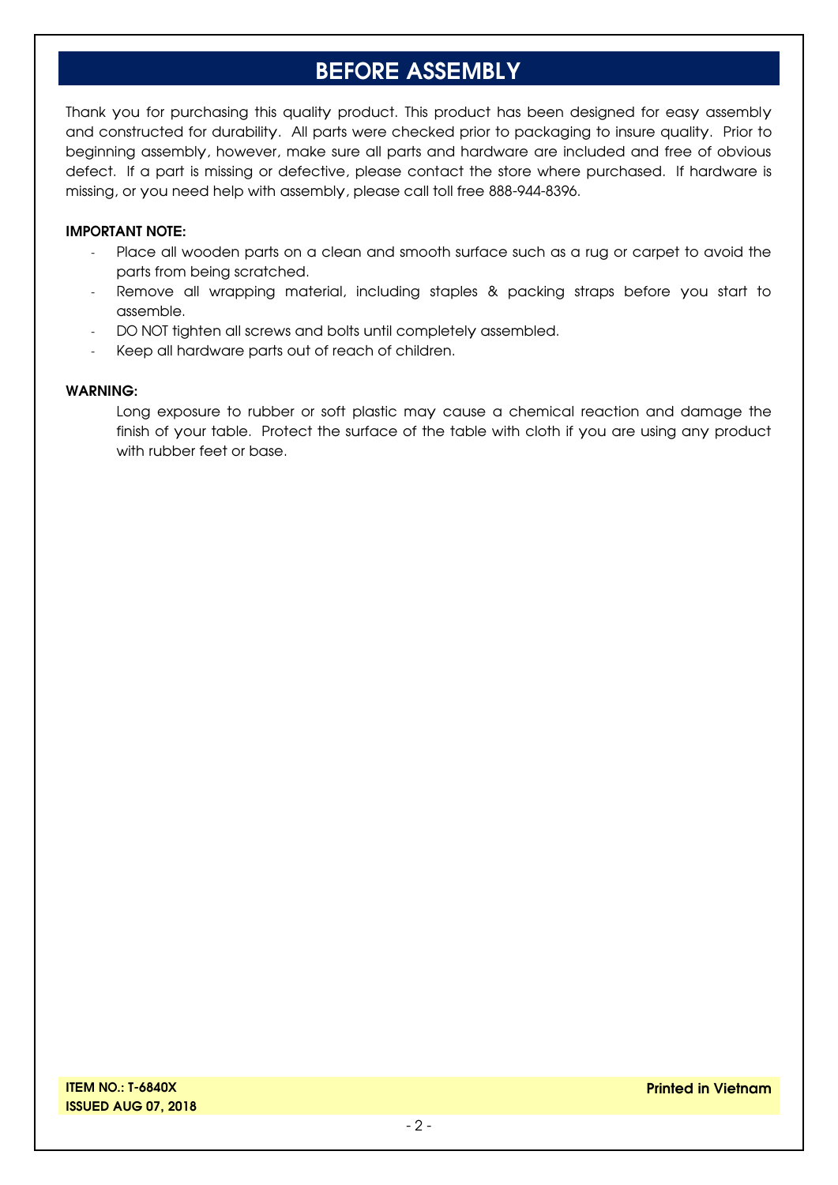# BEFORE ASSEMBLY

Thank you for purchasing this quality product. This product has been designed for easy assembly and constructed for durability. All parts were checked prior to packaging to insure quality. Prior to beginning assembly, however, make sure all parts and hardware are included and free of obvious defect. If a part is missing or defective, please contact the store where purchased. If hardware is missing, or you need help with assembly, please call toll free 888-944-8396.

**IMPORTANT NOTE:**

- Place all wooden parts on a clean and smooth surface such as a rug or carpet to avoid the parts from being scratched.
- Remove all wrapping material, including staples & packing straps before you start to assemble.
- DO NOT tighten all screws and bolts until completely assembled.
- Keep all hardware parts out of reach of children.

**WARNING:**

Long exposure to rubber or soft plastic may cause a chemical reaction and damage the finish of your table. Protect the surface of the table with cloth if you are using any product with rubber feet or base.

**ITEM NO.: T-6840X**
**ISSUED AUG 07, 2018**

**Printed in Vietnam**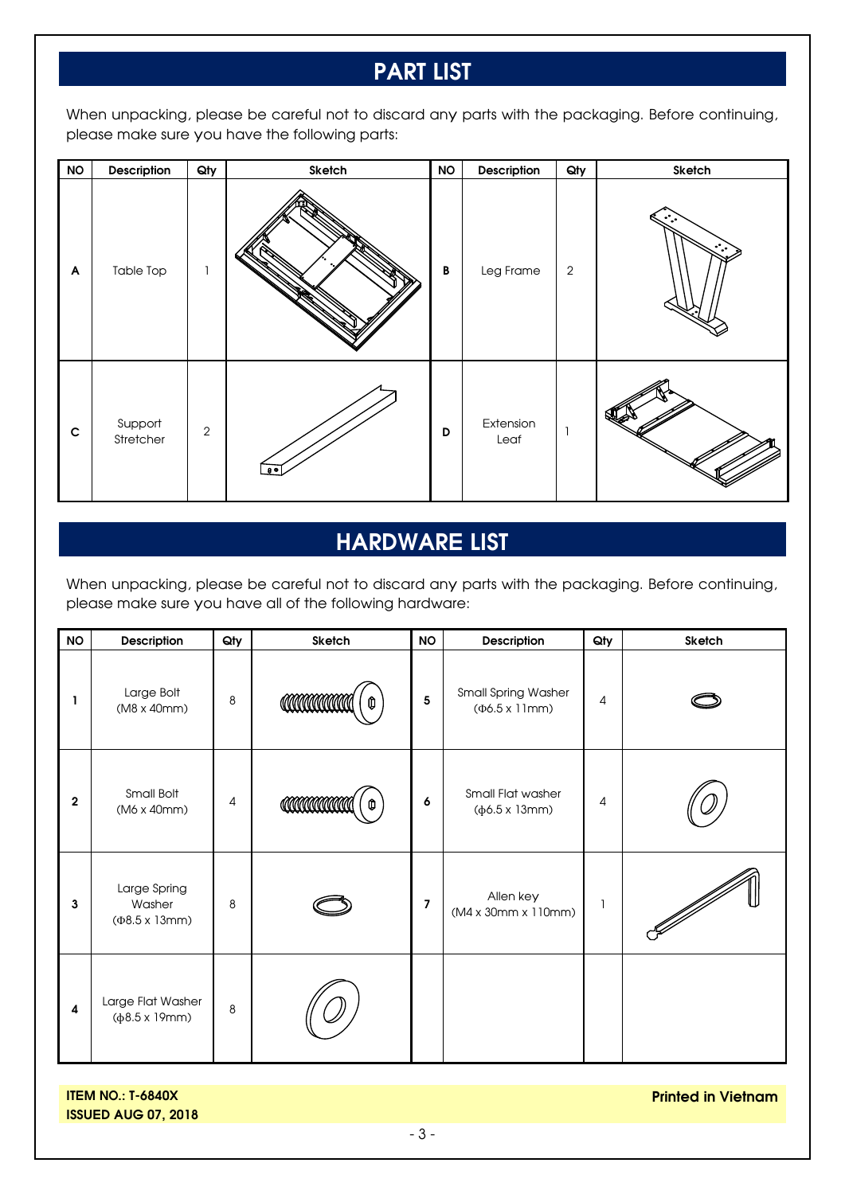# PART LIST

When unpacking, please be careful not to discard any parts with the packaging. Before continuing, please make sure you have the following parts:

| NO | Description | Qty | Sketch | NO | Description | Qty | Sketch |
|---|---|---|---|---|---|---|---|
| A | Table Top | 1 | | B | Leg Frame | 2 | |
| C | Support Stretcher | 2 | | D | Extension Leaf | 1 | |

# HARDWARE LIST

When unpacking, please be careful not to discard any parts with the packaging. Before continuing, please make sure you have all of the following hardware:

| NO | Description | Qty | Sketch | NO | Description | Qty | Sketch |
|---|---|---|---|---|---|---|---|
| 1 | Large Bolt (M8 x 40mm) | 8 | | 5 | Small Spring Washer (Φ6.5 x 11mm) | 4 | |
| 2 | Small Bolt (M6 x 40mm) | 4 | | 6 | Small Flat washer (ϕ6.5 x 13mm) | 4 | |
| 3 | Large Spring Washer (Φ8.5 x 13mm) | 8 | | 7 | Allen key (M4 x 30mm x 110mm) | 1 | |
| 4 | Large Flat Washer (ϕ8.5 x 19mm) | 8 | | | | | |

**ITEM NO.: T-6840X**
**ISSUED AUG 07, 2018**

**Printed in Vietnam**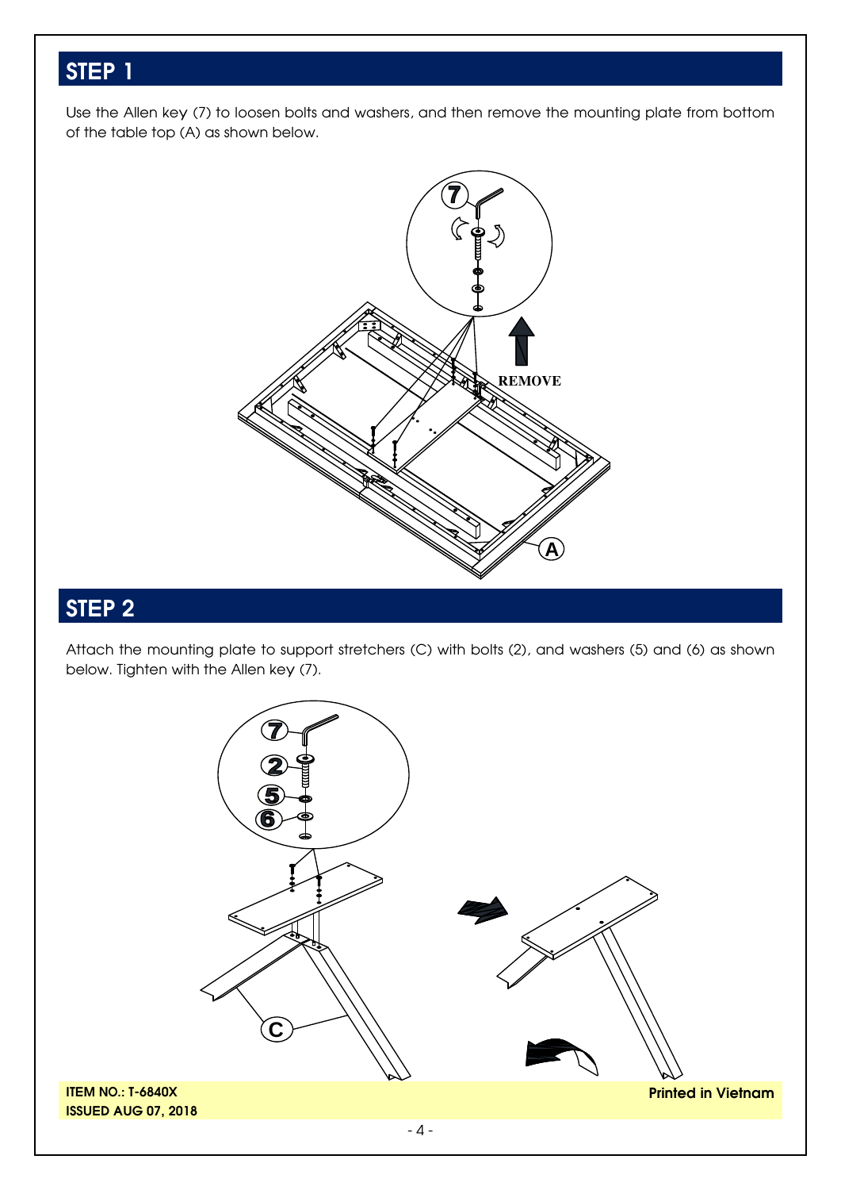## STEP 1

Use the Allen key (7) to loosen bolts and washers, and then remove the mounting plate from bottom of the table top (A) as shown below.

## STEP 2

Attach the mounting plate to support stretchers (C) with bolts (2), and washers (5) and (6) as shown below. Tighten with the Allen key (7).

ITEM NO.: T-6840X
ISSUED AUG 07, 2018

Printed in Vietnam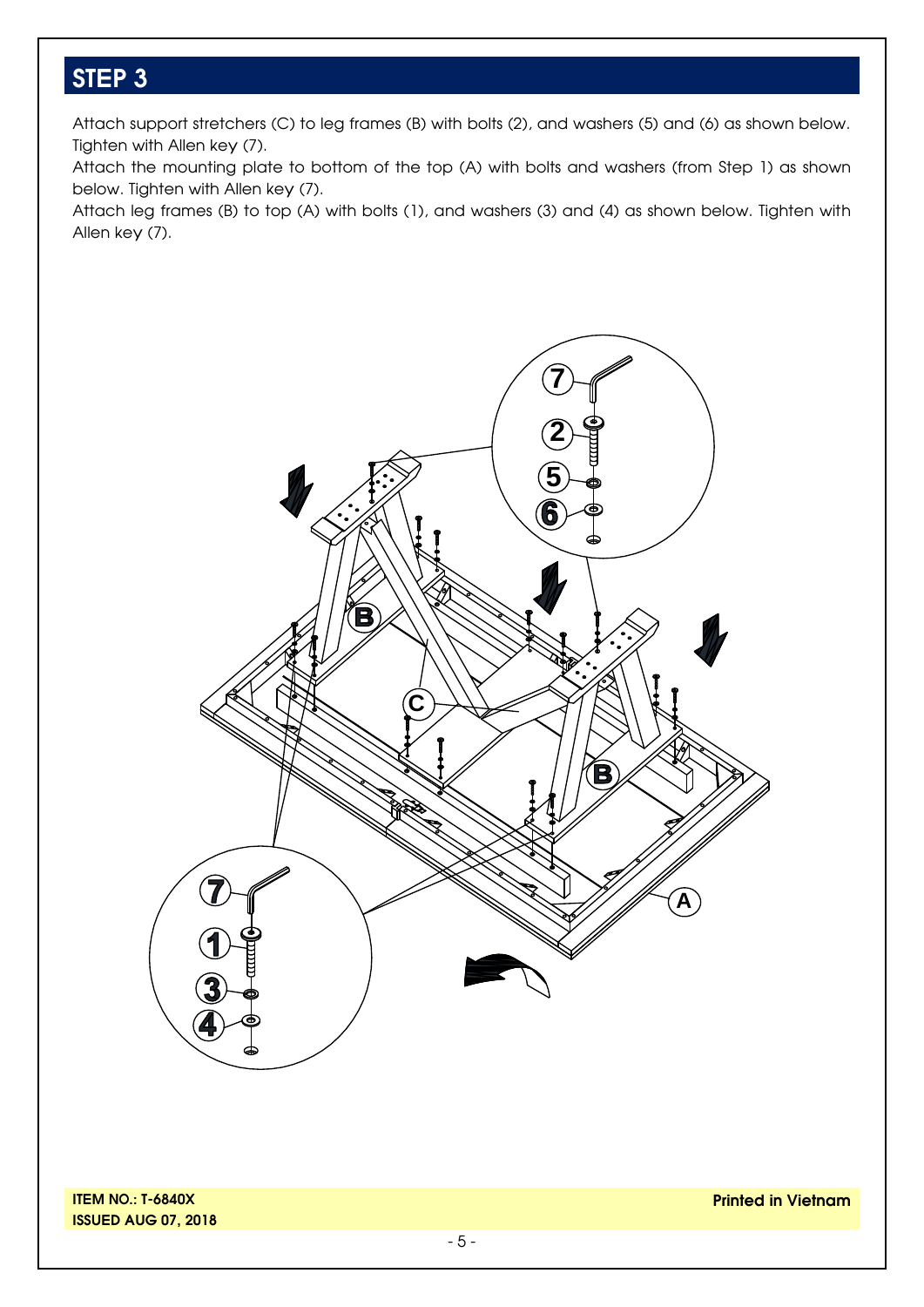## STEP 3

Attach support stretchers (C) to leg frames (B) with bolts (2), and washers (5) and (6) as shown below. Tighten with Allen key (7).

Attach the mounting plate to bottom of the top (A) with bolts and washers (from Step 1) as shown below. Tighten with Allen key (7).

Attach leg frames (B) to top (A) with bolts (1), and washers (3) and (4) as shown below. Tighten with Allen key (7).

**ITEM NO.: T-6840X**
**ISSUED AUG 07, 2018**

**Printed in Vietnam**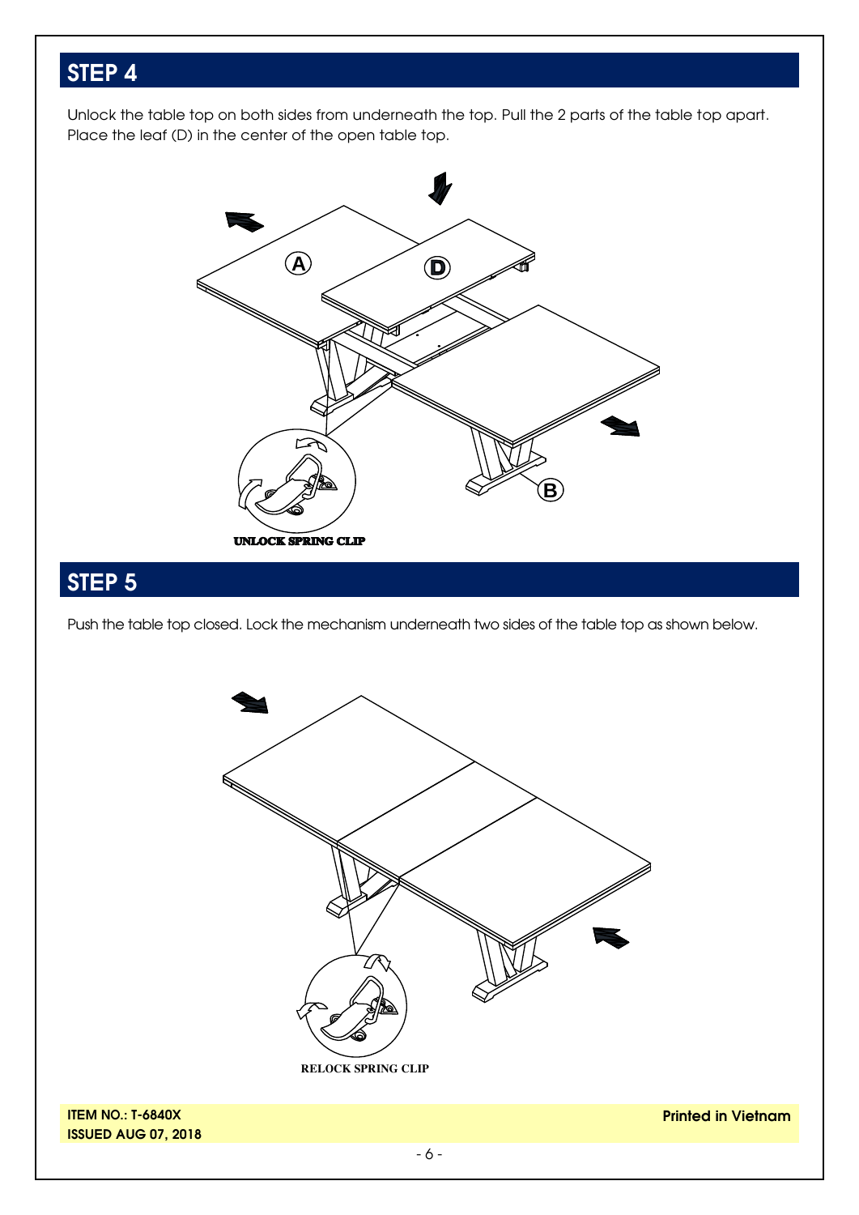## STEP 4

Unlock the table top on both sides from underneath the top. Pull the 2 parts of the table top apart. Place the leaf (D) in the center of the open table top.

A

D

B

UNLOCK SPRING CLIP

## STEP 5

Push the table top closed. Lock the mechanism underneath two sides of the table top as shown below.

RELOCK SPRING CLIP

**ITEM NO.: T-6840X**
**ISSUED AUG 07, 2018**

**Printed in Vietnam**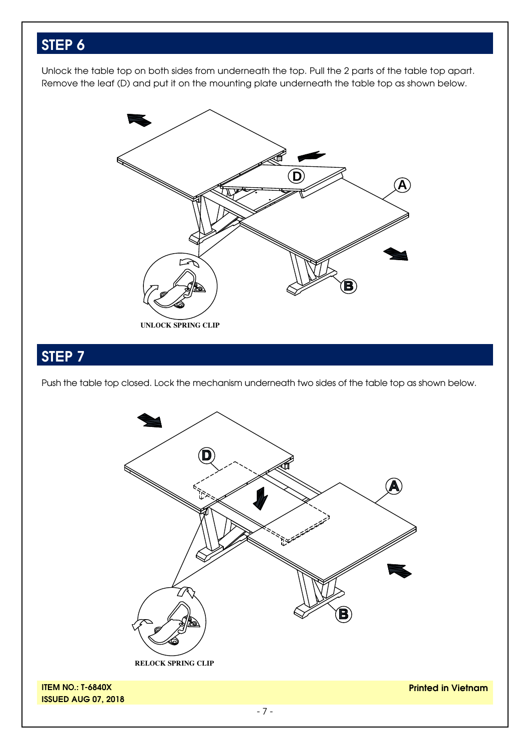## STEP 6

Unlock the table top on both sides from underneath the top. Pull the 2 parts of the table top apart. Remove the leaf (D) and put it on the mounting plate underneath the table top as shown below.

D

A

B

UNLOCK SPRING CLIP

## STEP 7

Push the table top closed. Lock the mechanism underneath two sides of the table top as shown below.

D

A

B

RELOCK SPRING CLIP

**ITEM NO.: T-6840X**
**ISSUED AUG 07, 2018**

**Printed in Vietnam**